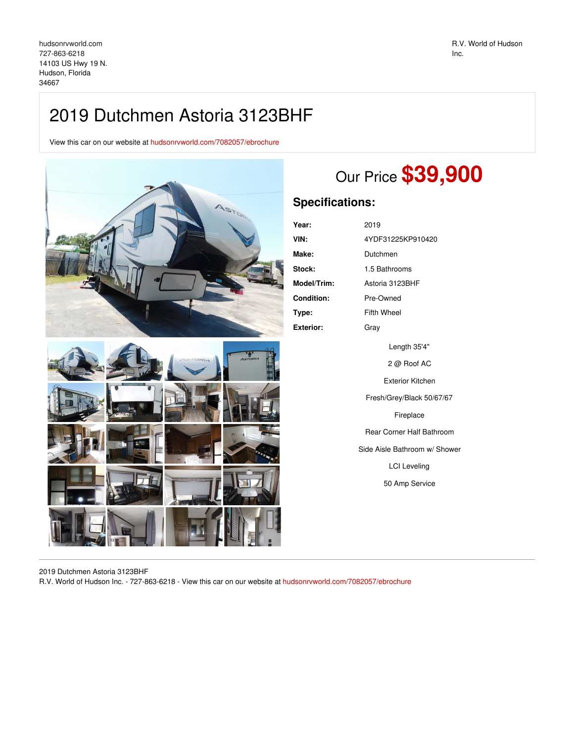hudsonrvworld.com
727-863-6218
14103 US Hwy 19 N.
Hudson, Florida
34667

R.V. World of Hudson Inc.

# 2019 Dutchmen Astoria 3123BHF

View this car on our website at hudsonrvworld.com/7082057/ebrochure

## Our Price **$39,900**

## Specifications:

| | |
|---|---|
| **Year:** | 2019 |
| **VIN:** | 4YDF31225KP910420 |
| **Make:** | Dutchmen |
| **Stock:** | 1.5 Bathrooms |
| **Model/Trim:** | Astoria 3123BHF |
| **Condition:** | Pre-Owned |
| **Type:** | Fifth Wheel |
| **Exterior:** | Gray |

Length 35'4"

2 @ Roof AC

Exterior Kitchen

Fresh/Grey/Black 50/67/67

Fireplace

Rear Corner Half Bathroom

Side Aisle Bathroom w/ Shower

LCI Leveling

50 Amp Service

2019 Dutchmen Astoria 3123BHF
R.V. World of Hudson Inc. - 727-863-6218 - View this car on our website at hudsonrvworld.com/7082057/ebrochure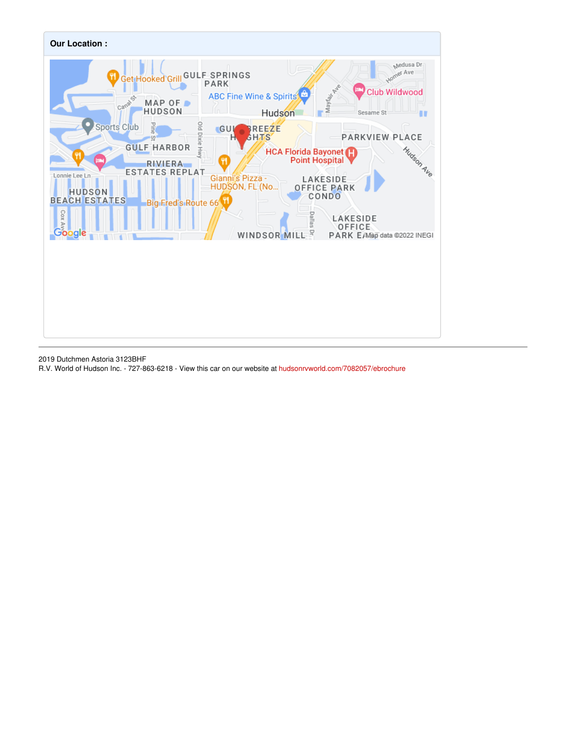**Our Location :**

2019 Dutchmen Astoria 3123BHF
R.V. World of Hudson Inc. - 727-863-6218 - View this car on our website at hudsonrvworld.com/7082057/ebrochure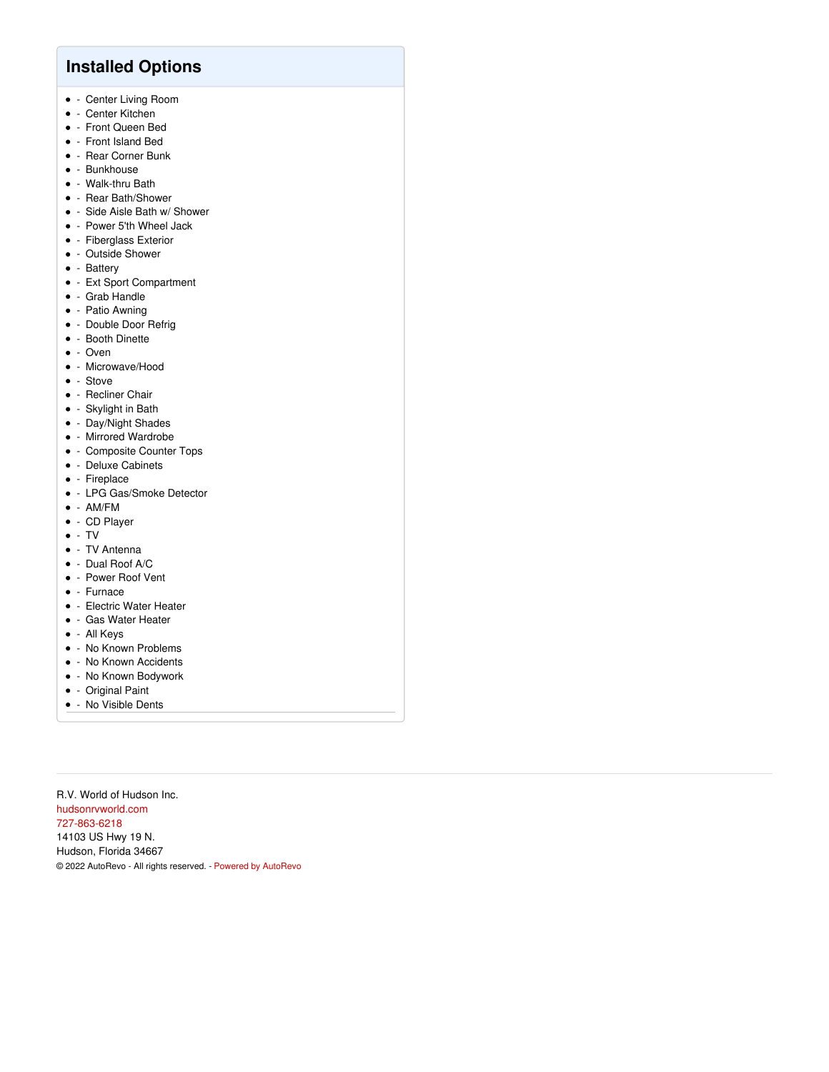## Installed Options

- Center Living Room
- Center Kitchen
- Front Queen Bed
- Front Island Bed
- Rear Corner Bunk
- Bunkhouse
- Walk-thru Bath
- Rear Bath/Shower
- Side Aisle Bath w/ Shower
- Power 5'th Wheel Jack
- Fiberglass Exterior
- Outside Shower
- Battery
- Ext Sport Compartment
- Grab Handle
- Patio Awning
- Double Door Refrig
- Booth Dinette
- Oven
- Microwave/Hood
- Stove
- Recliner Chair
- Skylight in Bath
- Day/Night Shades
- Mirrored Wardrobe
- Composite Counter Tops
- Deluxe Cabinets
- Fireplace
- LPG Gas/Smoke Detector
- AM/FM
- CD Player
- TV
- TV Antenna
- Dual Roof A/C
- Power Roof Vent
- Furnace
- Electric Water Heater
- Gas Water Heater
- All Keys
- No Known Problems
- No Known Accidents
- No Known Bodywork
- Original Paint
- No Visible Dents

---

R.V. World of Hudson Inc.
hudsonrvworld.com
727-863-6218
14103 US Hwy 19 N.
Hudson, Florida 34667

© 2022 AutoRevo - All rights reserved. - Powered by AutoRevo